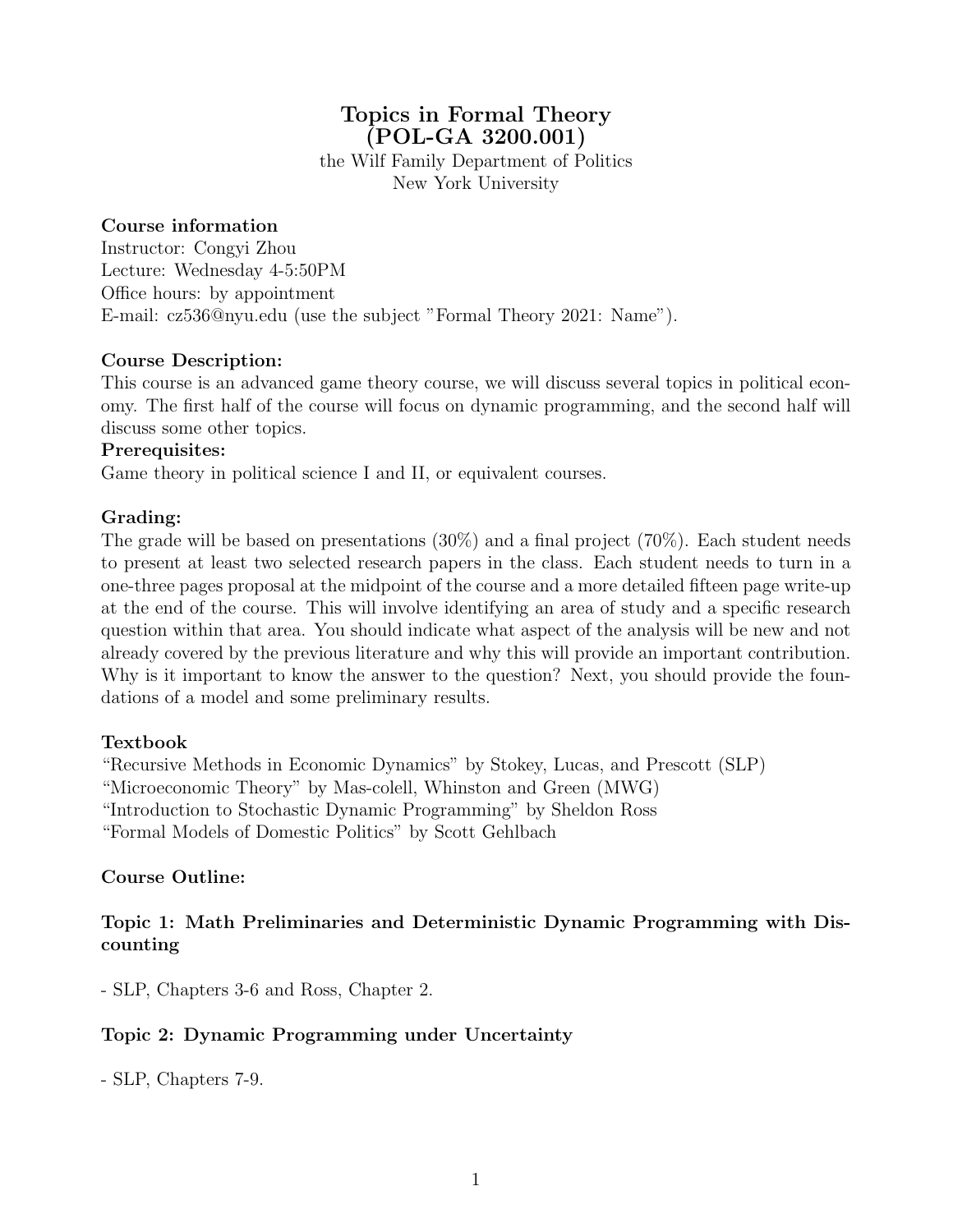# Topics in Formal Theory (POL-GA 3200.001)

the Wilf Family Department of Politics
New York University

**Course information**
Instructor: Congyi Zhou
Lecture: Wednesday 4-5:50PM
Office hours: by appointment
E-mail: cz536@nyu.edu (use the subject "Formal Theory 2021: Name").

**Course Description:**
This course is an advanced game theory course, we will discuss several topics in political economy. The first half of the course will focus on dynamic programming, and the second half will discuss some other topics.

**Prerequisites:**
Game theory in political science I and II, or equivalent courses.

**Grading:**
The grade will be based on presentations (30%) and a final project (70%). Each student needs to present at least two selected research papers in the class. Each student needs to turn in a one-three pages proposal at the midpoint of the course and a more detailed fifteen page write-up at the end of the course. This will involve identifying an area of study and a specific research question within that area. You should indicate what aspect of the analysis will be new and not already covered by the previous literature and why this will provide an important contribution. Why is it important to know the answer to the question? Next, you should provide the foundations of a model and some preliminary results.

**Textbook**
"Recursive Methods in Economic Dynamics" by Stokey, Lucas, and Prescott (SLP)
"Microeconomic Theory" by Mas-colell, Whinston and Green (MWG)
"Introduction to Stochastic Dynamic Programming" by Sheldon Ross
"Formal Models of Domestic Politics" by Scott Gehlbach

**Course Outline:**

### Topic 1: Math Preliminaries and Deterministic Dynamic Programming with Discounting

- SLP, Chapters 3-6 and Ross, Chapter 2.

### Topic 2: Dynamic Programming under Uncertainty

- SLP, Chapters 7-9.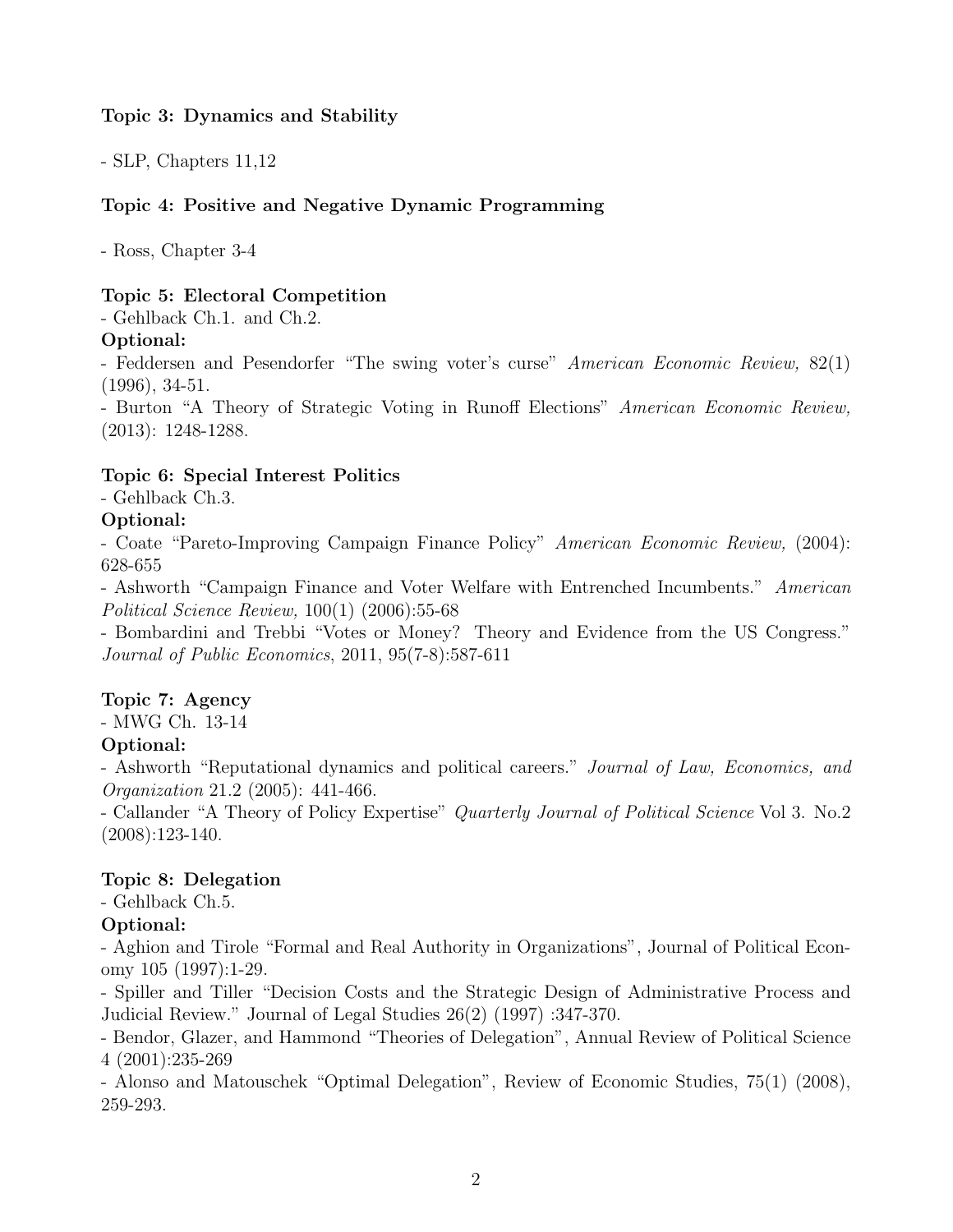**Topic 3: Dynamics and Stability**

- SLP, Chapters 11,12

**Topic 4: Positive and Negative Dynamic Programming**

- Ross, Chapter 3-4

**Topic 5: Electoral Competition**

- Gehlback Ch.1. and Ch.2.

**Optional:**

- Feddersen and Pesendorfer "The swing voter's curse" *American Economic Review,* 82(1) (1996), 34-51.
- Burton "A Theory of Strategic Voting in Runoff Elections" *American Economic Review,* (2013): 1248-1288.

**Topic 6: Special Interest Politics**

- Gehlback Ch.3.

**Optional:**

- Coate "Pareto-Improving Campaign Finance Policy" *American Economic Review,* (2004): 628-655
- Ashworth "Campaign Finance and Voter Welfare with Entrenched Incumbents." *American Political Science Review,* 100(1) (2006):55-68
- Bombardini and Trebbi "Votes or Money? Theory and Evidence from the US Congress." *Journal of Public Economics*, 2011, 95(7-8):587-611

**Topic 7: Agency**

- MWG Ch. 13-14

**Optional:**

- Ashworth "Reputational dynamics and political careers." *Journal of Law, Economics, and Organization* 21.2 (2005): 441-466.
- Callander "A Theory of Policy Expertise" *Quarterly Journal of Political Science* Vol 3. No.2 (2008):123-140.

**Topic 8: Delegation**

- Gehlback Ch.5.

**Optional:**

- Aghion and Tirole "Formal and Real Authority in Organizations", Journal of Political Economy 105 (1997):1-29.
- Spiller and Tiller "Decision Costs and the Strategic Design of Administrative Process and Judicial Review." Journal of Legal Studies 26(2) (1997) :347-370.
- Bendor, Glazer, and Hammond "Theories of Delegation", Annual Review of Political Science 4 (2001):235-269
- Alonso and Matouschek "Optimal Delegation", Review of Economic Studies, 75(1) (2008), 259-293.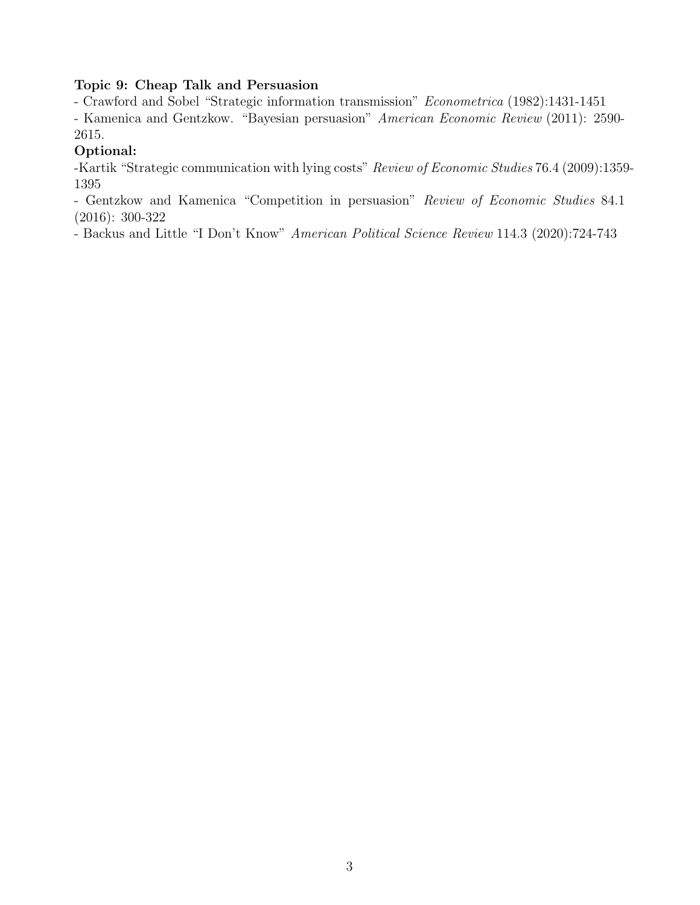**Topic 9: Cheap Talk and Persuasion**

- Crawford and Sobel "Strategic information transmission" *Econometrica* (1982):1431-1451
- Kamenica and Gentzkow. "Bayesian persuasion" *American Economic Review* (2011): 2590-2615.

**Optional:**

-Kartik "Strategic communication with lying costs" *Review of Economic Studies* 76.4 (2009):1359-1395

- Gentzkow and Kamenica "Competition in persuasion" *Review of Economic Studies* 84.1 (2016): 300-322
- Backus and Little "I Don't Know" *American Political Science Review* 114.3 (2020):724-743